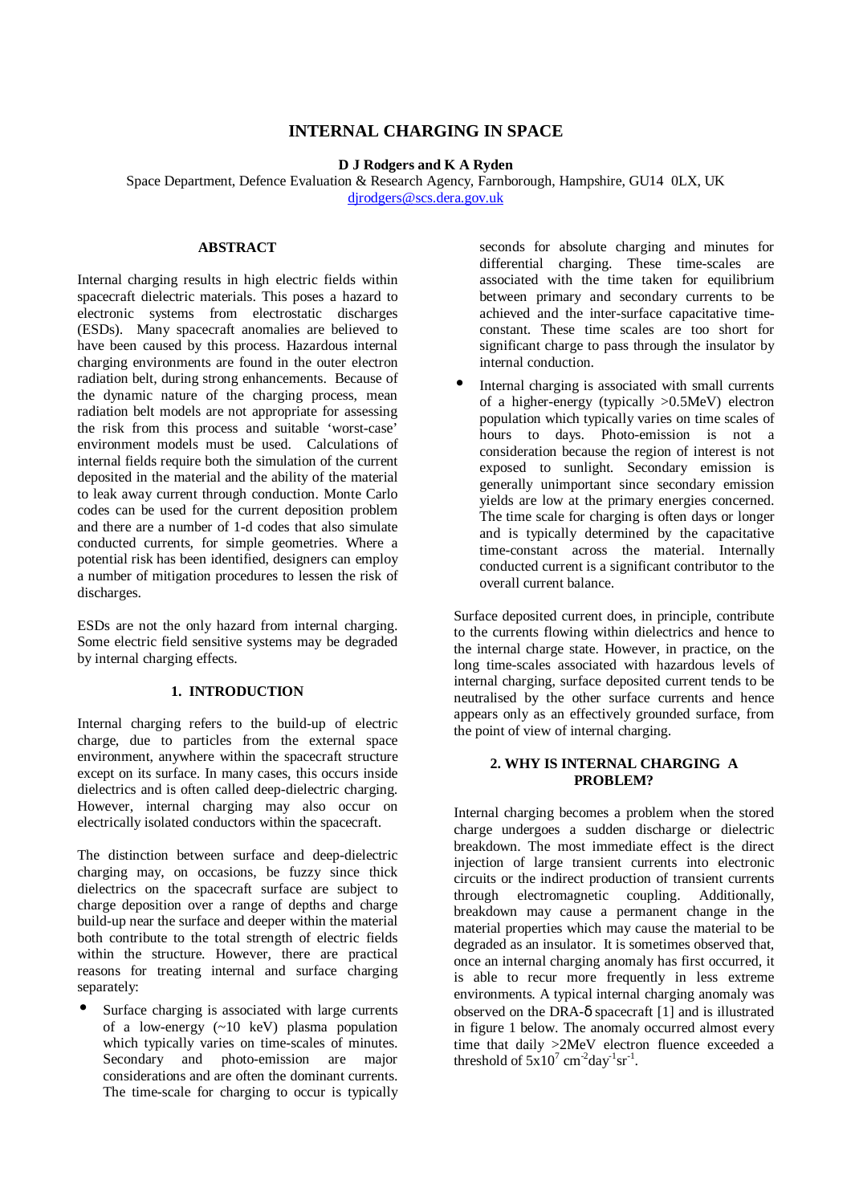# INTERNAL CHARGING IN SPACE

**D J Rodgers and K A Ryden**

Space Department, Defence Evaluation & Research Agency, Farnborough, Hampshire, GU14 0LX, UK

djrodgers@scs.dera.gov.uk

## ABSTRACT

Internal charging results in high electric fields within spacecraft dielectric materials. This poses a hazard to electronic systems from electrostatic discharges (ESDs). Many spacecraft anomalies are believed to have been caused by this process. Hazardous internal charging environments are found in the outer electron radiation belt, during strong enhancements. Because of the dynamic nature of the charging process, mean radiation belt models are not appropriate for assessing the risk from this process and suitable 'worst-case' environment models must be used. Calculations of internal fields require both the simulation of the current deposited in the material and the ability of the material to leak away current through conduction. Monte Carlo codes can be used for the current deposition problem and there are a number of 1-d codes that also simulate conducted currents, for simple geometries. Where a potential risk has been identified, designers can employ a number of mitigation procedures to lessen the risk of discharges.

ESDs are not the only hazard from internal charging. Some electric field sensitive systems may be degraded by internal charging effects.

## 1. INTRODUCTION

Internal charging refers to the build-up of electric charge, due to particles from the external space environment, anywhere within the spacecraft structure except on its surface. In many cases, this occurs inside dielectrics and is often called deep-dielectric charging. However, internal charging may also occur on electrically isolated conductors within the spacecraft.

The distinction between surface and deep-dielectric charging may, on occasions, be fuzzy since thick dielectrics on the spacecraft surface are subject to charge deposition over a range of depths and charge build-up near the surface and deeper within the material both contribute to the total strength of electric fields within the structure. However, there are practical reasons for treating internal and surface charging separately:

- Surface charging is associated with large currents of a low-energy (~10 keV) plasma population which typically varies on time-scales of minutes. Secondary and photo-emission are major considerations and are often the dominant currents. The time-scale for charging to occur is typically seconds for absolute charging and minutes for differential charging. These time-scales are associated with the time taken for equilibrium between primary and secondary currents to be achieved and the inter-surface capacitative time-constant. These time scales are too short for significant charge to pass through the insulator by internal conduction.
- Internal charging is associated with small currents of a higher-energy (typically >0.5MeV) electron population which typically varies on time scales of hours to days. Photo-emission is not a consideration because the region of interest is not exposed to sunlight. Secondary emission is generally unimportant since secondary emission yields are low at the primary energies concerned. The time scale for charging is often days or longer and is typically determined by the capacitative time-constant across the material. Internally conducted current is a significant contributor to the overall current balance.

Surface deposited current does, in principle, contribute to the currents flowing within dielectrics and hence to the internal charge state. However, in practice, on the long time-scales associated with hazardous levels of internal charging, surface deposited current tends to be neutralised by the other surface currents and hence appears only as an effectively grounded surface, from the point of view of internal charging.

## 2. WHY IS INTERNAL CHARGING A PROBLEM?

Internal charging becomes a problem when the stored charge undergoes a sudden discharge or dielectric breakdown. The most immediate effect is the direct injection of large transient currents into electronic circuits or the indirect production of transient currents through electromagnetic coupling. Additionally, breakdown may cause a permanent change in the material properties which may cause the material to be degraded as an insulator. It is sometimes observed that, once an internal charging anomaly has first occurred, it is able to recur more frequently in less extreme environments. A typical internal charging anomaly was observed on the DRA-δ spacecraft [1] and is illustrated in figure 1 below. The anomaly occurred almost every time that daily >2MeV electron fluence exceeded a threshold of $5x10^7$ $cm^{-2}day^{-1}sr^{-1}$.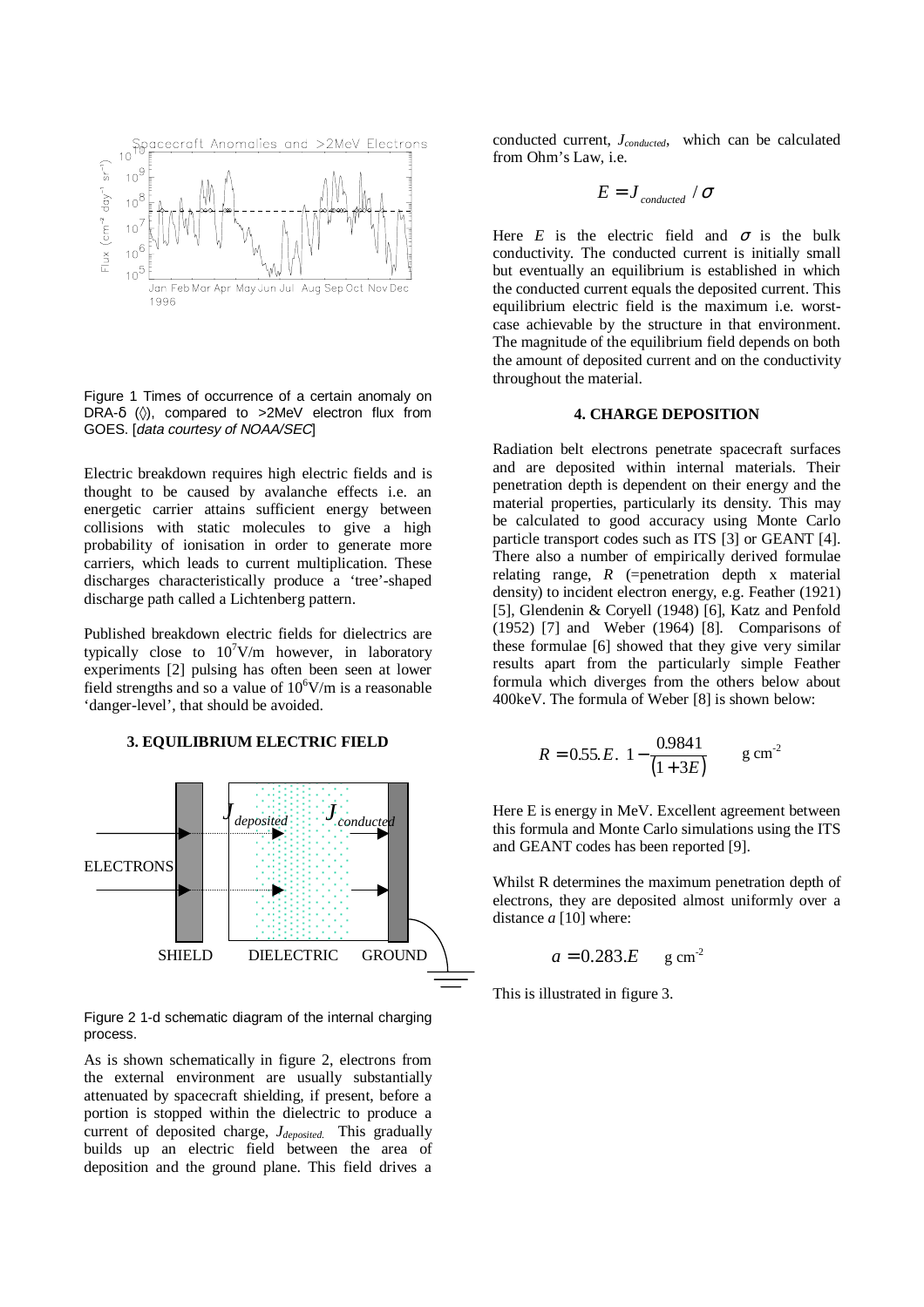Figure 1 Times of occurrence of a certain anomaly on DRA-δ (◊), compared to >2MeV electron flux from GOES. [*data courtesy of NOAA/SEC*]

Electric breakdown requires high electric fields and is thought to be caused by avalanche effects i.e. an energetic carrier attains sufficient energy between collisions with static molecules to give a high probability of ionisation in order to generate more carriers, which leads to current multiplication. These discharges characteristically produce a 'tree'-shaped discharge path called a Lichtenberg pattern.

Published breakdown electric fields for dielectrics are typically close to $10^7$V/m however, in laboratory experiments [2] pulsing has often been seen at lower field strengths and so a value of $10^6$V/m is a reasonable 'danger-level', that should be avoided.

## 3. EQUILIBRIUM ELECTRIC FIELD

Figure 2 1-d schematic diagram of the internal charging process.

As is shown schematically in figure 2, electrons from the external environment are usually substantially attenuated by spacecraft shielding, if present, before a portion is stopped within the dielectric to produce a current of deposited charge, $J_{deposited}$. This gradually builds up an electric field between the area of deposition and the ground plane. This field drives a conducted current, $J_{conducted}$, which can be calculated from Ohm's Law, i.e.

$$E = J_{conducted} / \sigma$$

Here $E$ is the electric field and $\sigma$ is the bulk conductivity. The conducted current is initially small but eventually an equilibrium is established in which the conducted current equals the deposited current. This equilibrium electric field is the maximum i.e. worst-case achievable by the structure in that environment. The magnitude of the equilibrium field depends on both the amount of deposited current and on the conductivity throughout the material.

## 4. CHARGE DEPOSITION

Radiation belt electrons penetrate spacecraft surfaces and are deposited within internal materials. Their penetration depth is dependent on their energy and the material properties, particularly its density. This may be calculated to good accuracy using Monte Carlo particle transport codes such as ITS [3] or GEANT [4]. There also a number of empirically derived formulae relating range, $R$ (=penetration depth x material density) to incident electron energy, e.g. Feather (1921) [5], Glendenin & Coryell (1948) [6], Katz and Penfold (1952) [7] and Weber (1964) [8]. Comparisons of these formulae [6] showed that they give very similar results apart from the particularly simple Feather formula which diverges from the others below about 400keV. The formula of Weber [8] is shown below:

$$R = 0.55.E.\left(1 - \frac{0.9841}{(1+3E)}\right) \quad \text{g cm}^{-2}$$

Here E is energy in MeV. Excellent agreement between this formula and Monte Carlo simulations using the ITS and GEANT codes has been reported [9].

Whilst R determines the maximum penetration depth of electrons, they are deposited almost uniformly over a distance $a$ [10] where:

$$a = 0.283.E \quad \text{g cm}^{-2}$$

This is illustrated in figure 3.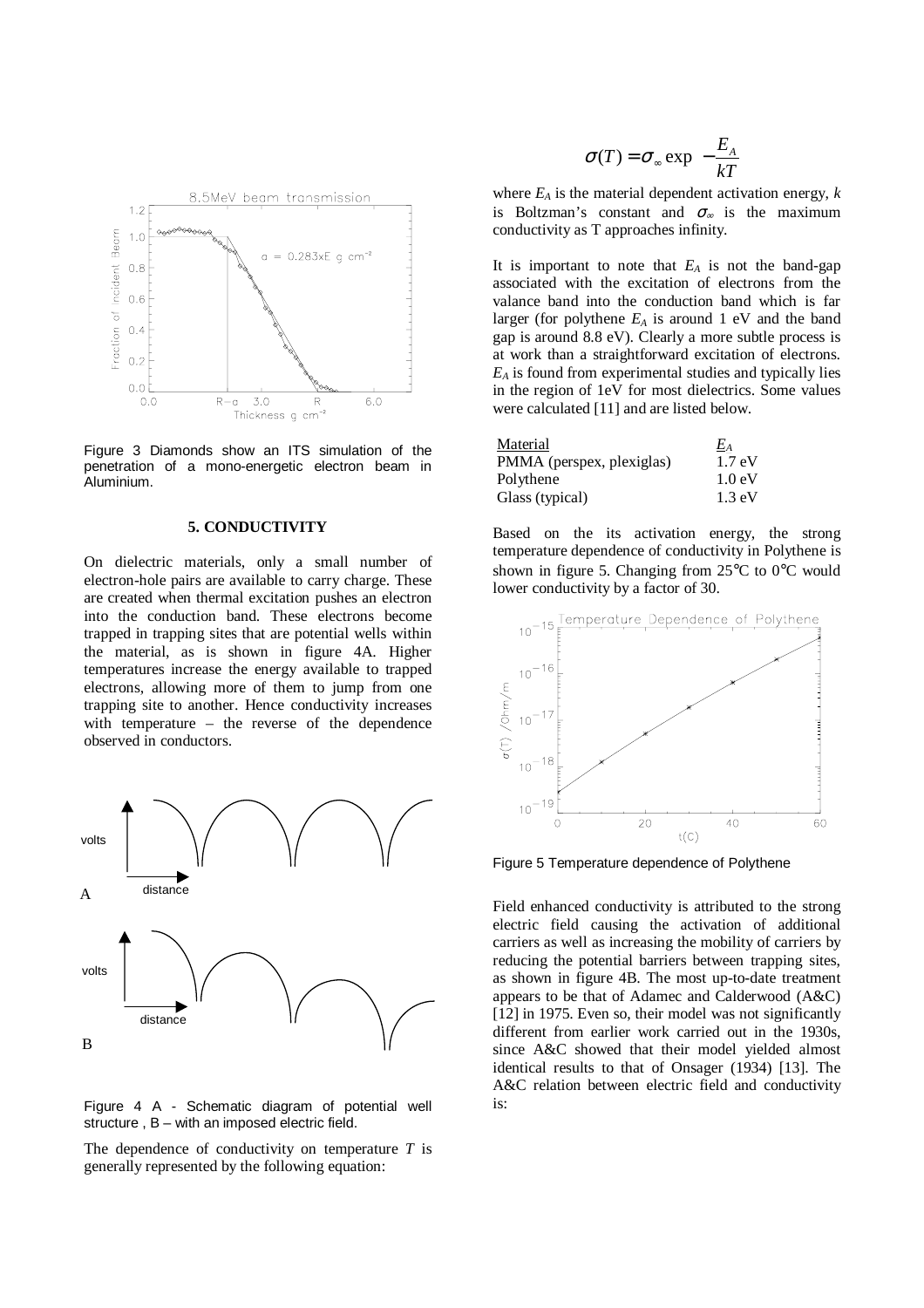Figure 3 Diamonds show an ITS simulation of the penetration of a mono-energetic electron beam in Aluminium.

## 5. CONDUCTIVITY

On dielectric materials, only a small number of electron-hole pairs are available to carry charge. These are created when thermal excitation pushes an electron into the conduction band. These electrons become trapped in trapping sites that are potential wells within the material, as is shown in figure 4A. Higher temperatures increase the energy available to trapped electrons, allowing more of them to jump from one trapping site to another. Hence conductivity increases with temperature – the reverse of the dependence observed in conductors.

Figure 4 A - Schematic diagram of potential well structure , B – with an imposed electric field.

The dependence of conductivity on temperature $T$ is generally represented by the following equation:

$$\sigma(T) = \sigma_{\infty} \exp\left(-\frac{E_A}{kT}\right)$$

where $E_A$ is the material dependent activation energy, $k$ is Boltzman's constant and $\sigma_{\infty}$ is the maximum conductivity as T approaches infinity.

It is important to note that $E_A$ is not the band-gap associated with the excitation of electrons from the valance band into the conduction band which is far larger (for polythene $E_A$ is around 1 eV and the band gap is around 8.8 eV). Clearly a more subtle process is at work than a straightforward excitation of electrons. $E_A$ is found from experimental studies and typically lies in the region of 1eV for most dielectrics. Some values were calculated [11] and are listed below.

| Material | $E_A$ |
|---|---|
| PMMA (perspex, plexiglas) | 1.7 eV |
| Polythene | 1.0 eV |
| Glass (typical) | 1.3 eV |

Based on the its activation energy, the strong temperature dependence of conductivity in Polythene is shown in figure 5. Changing from 25°C to 0°C would lower conductivity by a factor of 30.

Figure 5 Temperature dependence of Polythene

Field enhanced conductivity is attributed to the strong electric field causing the activation of additional carriers as well as increasing the mobility of carriers by reducing the potential barriers between trapping sites, as shown in figure 4B. The most up-to-date treatment appears to be that of Adamec and Calderwood (A&C) [12] in 1975. Even so, their model was not significantly different from earlier work carried out in the 1930s, since A&C showed that their model yielded almost identical results to that of Onsager (1934) [13]. The A&C relation between electric field and conductivity is: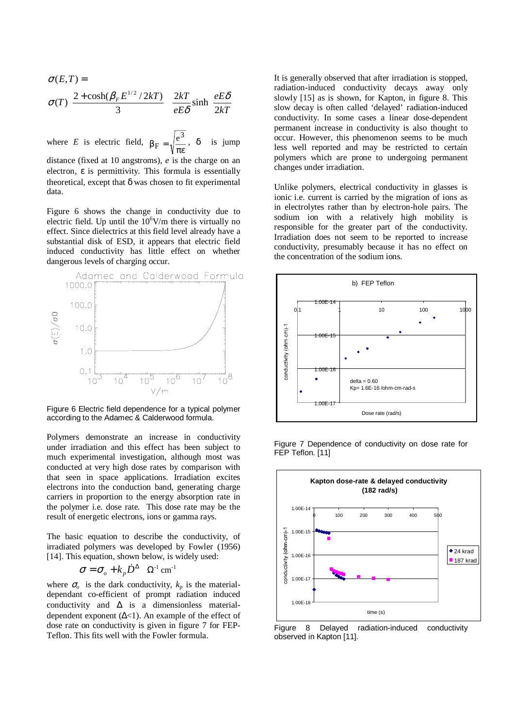$$\sigma(E,T) =$$

$$\sigma(T)\left[\frac{2+\cosh(\beta_F E^{1/2}/2kT)}{3}\right]\left[\frac{2kT}{eE\delta}\sinh\left(\frac{eE\delta}{2kT}\right)\right]$$

where $E$ is electric field, $\beta_F = \sqrt{\frac{e^3}{\pi\varepsilon}}$, $\delta$ is jump distance (fixed at 10 angstroms), $e$ is the charge on an electron, $\varepsilon$ is permittivity. This formula is essentially theoretical, except that $\delta$ was chosen to fit experimental data.

Figure 6 shows the change in conductivity due to electric field. Up until the $10^6$V/m there is virtually no effect. Since dielectrics at this field level already have a substantial disk of ESD, it appears that electric field induced conductivity has little effect on whether dangerous levels of charging occur.

Figure 6 Electric field dependence for a typical polymer according to the Adamec & Calderwood formula.

Polymers demonstrate an increase in conductivity under irradiation and this effect has been subject to much experimental investigation, although most was conducted at very high dose rates by comparison with that seen in space applications. Irradiation excites electrons into the conduction band, generating charge carriers in proportion to the energy absorption rate in the polymer i.e. dose rate. This dose rate may be the result of energetic electrons, ions or gamma rays.

The basic equation to describe the conductivity, of irradiated polymers was developed by Fowler (1956) [14]. This equation, shown below, is widely used:

$$\sigma = \sigma_o + k_p \dot{D}^{\Delta} \quad \Omega^{-1}\,\text{cm}^{-1}$$

where $\sigma_o$ is the dark conductivity, $k_p$ is the material-dependant co-efficient of prompt radiation induced conductivity and $\Delta$ is a dimensionless material-dependent exponent ($\Delta$<1). An example of the effect of dose rate on conductivity is given in figure 7 for FEP-Teflon. This fits well with the Fowler formula.

It is generally observed that after irradiation is stopped, radiation-induced conductivity decays away only slowly [15] as is shown, for Kapton, in figure 8. This slow decay is often called 'delayed' radiation-induced conductivity. In some cases a linear dose-dependent permanent increase in conductivity is also thought to occur. However, this phenomenon seems to be much less well reported and may be restricted to certain polymers which are prone to undergoing permanent changes under irradiation.

Unlike polymers, electrical conductivity in glasses is ionic i.e. current is carried by the migration of ions as in electrolytes rather than by electron-hole pairs. The sodium ion with a relatively high mobility is responsible for the greater part of the conductivity. Irradiation does not seem to be reported to increase conductivity, presumably because it has no effect on the concentration of the sodium ions.

Figure 7 Dependence of conductivity on dose rate for FEP Teflon. [11]

Figure 8 Delayed radiation-induced conductivity observed in Kapton [11].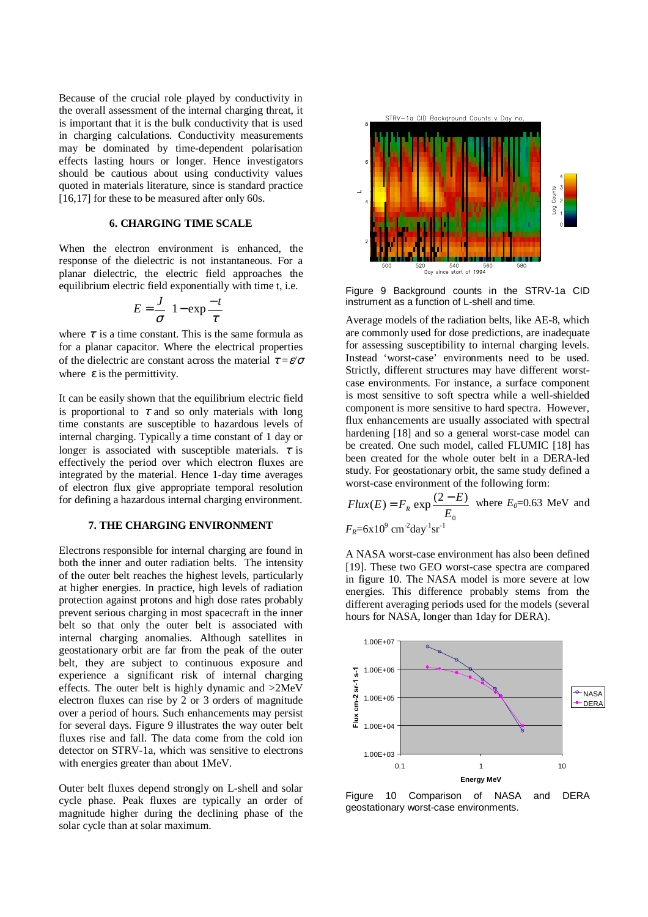Because of the crucial role played by conductivity in the overall assessment of the internal charging threat, it is important that it is the bulk conductivity that is used in charging calculations. Conductivity measurements may be dominated by time-dependent polarisation effects lasting hours or longer. Hence investigators should be cautious about using conductivity values quoted in materials literature, since is standard practice [16,17] for these to be measured after only 60s.

## 6. CHARGING TIME SCALE

When the electron environment is enhanced, the response of the dielectric is not instantaneous. For a planar dielectric, the electric field approaches the equilibrium electric field exponentially with time t, i.e.

$$E = \frac{J}{\sigma}\left(1 - \exp\frac{-t}{\tau}\right)$$

where $\tau$ is a time constant. This is the same formula as for a planar capacitor. Where the electrical properties of the dielectric are constant across the material $\tau = \varepsilon/\sigma$ where $\varepsilon$ is the permittivity.

It can be easily shown that the equilibrium electric field is proportional to $\tau$ and so only materials with long time constants are susceptible to hazardous levels of internal charging. Typically a time constant of 1 day or longer is associated with susceptible materials. $\tau$ is effectively the period over which electron fluxes are integrated by the material. Hence 1-day time averages of electron flux give appropriate temporal resolution for defining a hazardous internal charging environment.

## 7. THE CHARGING ENVIRONMENT

Electrons responsible for internal charging are found in both the inner and outer radiation belts. The intensity of the outer belt reaches the highest levels, particularly at higher energies. In practice, high levels of radiation protection against protons and high dose rates probably prevent serious charging in most spacecraft in the inner belt so that only the outer belt is associated with internal charging anomalies. Although satellites in geostationary orbit are far from the peak of the outer belt, they are subject to continuous exposure and experience a significant risk of internal charging effects. The outer belt is highly dynamic and >2MeV electron fluxes can rise by 2 or 3 orders of magnitude over a period of hours. Such enhancements may persist for several days. Figure 9 illustrates the way outer belt fluxes rise and fall. The data come from the cold ion detector on STRV-1a, which was sensitive to electrons with energies greater than about 1MeV.

Outer belt fluxes depend strongly on L-shell and solar cycle phase. Peak fluxes are typically an order of magnitude higher during the declining phase of the solar cycle than at solar maximum.

Figure 9 Background counts in the STRV-1a CID instrument as a function of L-shell and time.

Average models of the radiation belts, like AE-8, which are commonly used for dose predictions, are inadequate for assessing susceptibility to internal charging levels. Instead 'worst-case' environments need to be used. Strictly, different structures may have different worst-case environments. For instance, a surface component is most sensitive to soft spectra while a well-shielded component is more sensitive to hard spectra. However, flux enhancements are usually associated with spectral hardening [18] and so a general worst-case model can be created. One such model, called FLUMIC [18] has been created for the whole outer belt in a DERA-led study. For geostationary orbit, the same study defined a worst-case environment of the following form:

$$Flux(E) = F_R \exp\frac{(2 - E)}{E_0}$$ where $E_0$=0.63 MeV and $F_R$=6x10$^9$ cm$^{-2}$day$^{-1}$sr$^{-1}$

A NASA worst-case environment has also been defined [19]. These two GEO worst-case spectra are compared in figure 10. The NASA model is more severe at low energies. This difference probably stems from the different averaging periods used for the models (several hours for NASA, longer than 1day for DERA).

Figure 10 Comparison of NASA and DERA geostationary worst-case environments.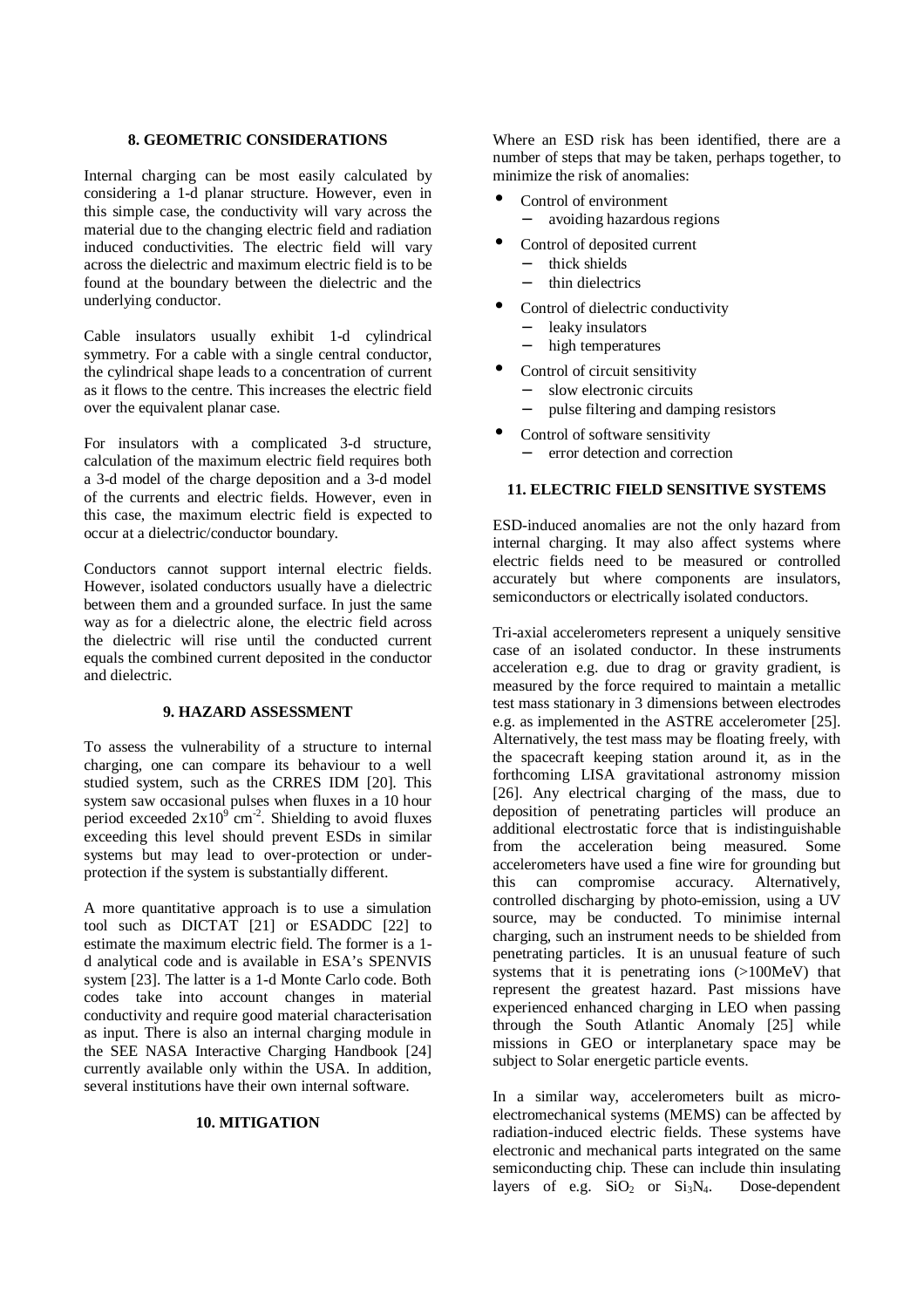## 8. GEOMETRIC CONSIDERATIONS

Internal charging can be most easily calculated by considering a 1-d planar structure. However, even in this simple case, the conductivity will vary across the material due to the changing electric field and radiation induced conductivities. The electric field will vary across the dielectric and maximum electric field is to be found at the boundary between the dielectric and the underlying conductor.

Cable insulators usually exhibit 1-d cylindrical symmetry. For a cable with a single central conductor, the cylindrical shape leads to a concentration of current as it flows to the centre. This increases the electric field over the equivalent planar case.

For insulators with a complicated 3-d structure, calculation of the maximum electric field requires both a 3-d model of the charge deposition and a 3-d model of the currents and electric fields. However, even in this case, the maximum electric field is expected to occur at a dielectric/conductor boundary.

Conductors cannot support internal electric fields. However, isolated conductors usually have a dielectric between them and a grounded surface. In just the same way as for a dielectric alone, the electric field across the dielectric will rise until the conducted current equals the combined current deposited in the conductor and dielectric.

## 9. HAZARD ASSESSMENT

To assess the vulnerability of a structure to internal charging, one can compare its behaviour to a well studied system, such as the CRRES IDM [20]. This system saw occasional pulses when fluxes in a 10 hour period exceeded $2x10^9$ $cm^{-2}$. Shielding to avoid fluxes exceeding this level should prevent ESDs in similar systems but may lead to over-protection or under-protection if the system is substantially different.

A more quantitative approach is to use a simulation tool such as DICTAT [21] or ESADDC [22] to estimate the maximum electric field. The former is a 1-d analytical code and is available in ESA's SPENVIS system [23]. The latter is a 1-d Monte Carlo code. Both codes take into account changes in material conductivity and require good material characterisation as input. There is also an internal charging module in the SEE NASA Interactive Charging Handbook [24] currently available only within the USA. In addition, several institutions have their own internal software.

## 10. MITIGATION

Where an ESD risk has been identified, there are a number of steps that may be taken, perhaps together, to minimize the risk of anomalies:

- Control of environment
  - avoiding hazardous regions
- Control of deposited current
  - thick shields
  - thin dielectrics
- Control of dielectric conductivity
  - leaky insulators
  - high temperatures
- Control of circuit sensitivity
  - slow electronic circuits
  - pulse filtering and damping resistors
- Control of software sensitivity
  - error detection and correction

## 11. ELECTRIC FIELD SENSITIVE SYSTEMS

ESD-induced anomalies are not the only hazard from internal charging. It may also affect systems where electric fields need to be measured or controlled accurately but where components are insulators, semiconductors or electrically isolated conductors.

Tri-axial accelerometers represent a uniquely sensitive case of an isolated conductor. In these instruments acceleration e.g. due to drag or gravity gradient, is measured by the force required to maintain a metallic test mass stationary in 3 dimensions between electrodes e.g. as implemented in the ASTRE accelerometer [25]. Alternatively, the test mass may be floating freely, with the spacecraft keeping station around it, as in the forthcoming LISA gravitational astronomy mission [26]. Any electrical charging of the mass, due to deposition of penetrating particles will produce an additional electrostatic force that is indistinguishable from the acceleration being measured. Some accelerometers have used a fine wire for grounding but this can compromise accuracy. Alternatively, controlled discharging by photo-emission, using a UV source, may be conducted. To minimise internal charging, such an instrument needs to be shielded from penetrating particles. It is an unusual feature of such systems that it is penetrating ions (>100MeV) that represent the greatest hazard. Past missions have experienced enhanced charging in LEO when passing through the South Atlantic Anomaly [25] while missions in GEO or interplanetary space may be subject to Solar energetic particle events.

In a similar way, accelerometers built as micro-electromechanical systems (MEMS) can be affected by radiation-induced electric fields. These systems have electronic and mechanical parts integrated on the same semiconducting chip. These can include thin insulating layers of e.g. $SiO_2$ or $Si_3N_4$. Dose-dependent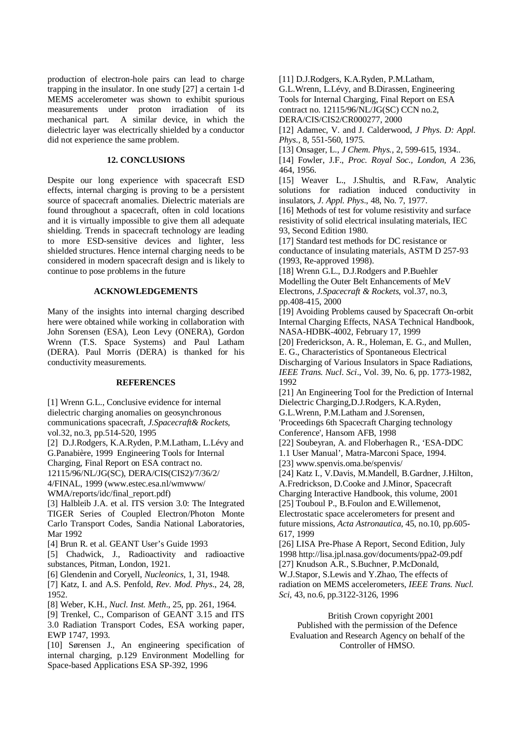production of electron-hole pairs can lead to charge trapping in the insulator. In one study [27] a certain 1-d MEMS accelerometer was shown to exhibit spurious measurements under proton irradiation of its mechanical part. A similar device, in which the dielectric layer was electrically shielded by a conductor did not experience the same problem.

## 12. CONCLUSIONS

Despite our long experience with spacecraft ESD effects, internal charging is proving to be a persistent source of spacecraft anomalies. Dielectric materials are found throughout a spacecraft, often in cold locations and it is virtually impossible to give them all adequate shielding. Trends in spacecraft technology are leading to more ESD-sensitive devices and lighter, less shielded structures. Hence internal charging needs to be considered in modern spacecraft design and is likely to continue to pose problems in the future

## ACKNOWLEDGEMENTS

Many of the insights into internal charging described here were obtained while working in collaboration with John Sorensen (ESA), Leon Levy (ONERA), Gordon Wrenn (T.S. Space Systems) and Paul Latham (DERA). Paul Morris (DERA) is thanked for his conductivity measurements.

## REFERENCES

[1] Wrenn G.L., Conclusive evidence for internal dielectric charging anomalies on geosynchronous communications spacecraft, *J.Spacecraft& Rockets*, vol.32, no.3, pp.514-520, 1995

[2] D.J.Rodgers, K.A.Ryden, P.M.Latham, L.Lévy and G.Panabière, 1999 Engineering Tools for Internal Charging, Final Report on ESA contract no. 12115/96/NL/JG(SC), DERA/CIS(CIS2)/7/36/2/4/FINAL, 1999 (www.estec.esa.nl/wmwww/WMA/reports/idc/final_report.pdf)

[3] Halbleib J.A. et al. ITS version 3.0: The Integrated TIGER Series of Coupled Electron/Photon Monte Carlo Transport Codes, Sandia National Laboratories, Mar 1992

[4] Brun R. et al. GEANT User's Guide 1993

[5] Chadwick, J., Radioactivity and radioactive substances, Pitman, London, 1921.

[6] Glendenin and Coryell, *Nucleonics*, 1, 31, 1948.

[7] Katz, I. and A.S. Penfold, *Rev. Mod. Phys*., 24, 28, 1952.

[8] Weber, K.H., *Nucl. Inst. Meth*., 25, pp. 261, 1964.

[9] Trenkel, C., Comparison of GEANT 3.15 and ITS 3.0 Radiation Transport Codes, ESA working paper, EWP 1747, 1993.

[10] Sørensen J., An engineering specification of internal charging, p.129 Environment Modelling for Space-based Applications ESA SP-392, 1996

[11] D.J.Rodgers, K.A.Ryden, P.M.Latham, G.L.Wrenn, L.Lévy, and B.Dirassen, Engineering Tools for Internal Charging, Final Report on ESA contract no. 12115/96/NL/JG(SC) CCN no.2, DERA/CIS/CIS2/CR000277, 2000

[12] Adamec, V. and J. Calderwood, *J Phys. D: Appl. Phys.*, 8, 551-560, 1975.

[13] Onsager, L., *J Chem. Phys.*, 2, 599-615, 1934..

[14] Fowler, J.F., *Proc. Royal Soc., London, A* 236, 464, 1956.

[15] Weaver L., J.Shultis, and R.Faw, Analytic solutions for radiation induced conductivity in insulators, *J. Appl. Phys*., 48, No. 7, 1977.

[16] Methods of test for volume resistivity and surface resistivity of solid electrical insulating materials, IEC 93, Second Edition 1980.

[17] Standard test methods for DC resistance or conductance of insulating materials, ASTM D 257-93 (1993, Re-approved 1998).

[18] Wrenn G.L., D.J.Rodgers and P.Buehler Modelling the Outer Belt Enhancements of MeV Electrons, *J.Spacecraft & Rockets*, vol.37, no.3, pp.408-415, 2000

[19] Avoiding Problems caused by Spacecraft On-orbit Internal Charging Effects, NASA Technical Handbook, NASA-HDBK-4002, February 17, 1999

[20] Frederickson, A. R., Holeman, E. G., and Mullen, E. G., Characteristics of Spontaneous Electrical Discharging of Various Insulators in Space Radiations, *IEEE Trans. Nucl. Sci*., Vol. 39, No. 6, pp. 1773-1982, 1992

[21] An Engineering Tool for the Prediction of Internal Dielectric Charging,D.J.Rodgers, K.A.Ryden, G.L.Wrenn, P.M.Latham and J.Sorensen, 'Proceedings 6th Spacecraft Charging technology Conference', Hansom AFB, 1998

[22] Soubeyran, A. and Floberhagen R., 'ESA-DDC 1.1 User Manual', Matra-Marconi Space, 1994.

[23] www.spenvis.oma.be/spenvis/

[24] Katz I., V.Davis, M.Mandell, B.Gardner, J.Hilton, A.Fredrickson, D.Cooke and J.Minor, Spacecraft Charging Interactive Handbook, this volume, 2001

[25] Touboul P., B.Foulon and E.Willemenot, Electrostatic space accelerometers for present and future missions, *Acta Astronautica*, 45, no.10, pp.605-617, 1999

[26] LISA Pre-Phase A Report, Second Edition, July 1998 http://lisa.jpl.nasa.gov/documents/ppa2-09.pdf

[27] Knudson A.R., S.Buchner, P.McDonald, W.J.Stapor, S.Lewis and Y.Zhao, The effects of radiation on MEMS accelerometers, *IEEE Trans. Nucl. Sci*, 43, no.6, pp.3122-3126, 1996

British Crown copyright 2001
Published with the permission of the Defence Evaluation and Research Agency on behalf of the Controller of HMSO.